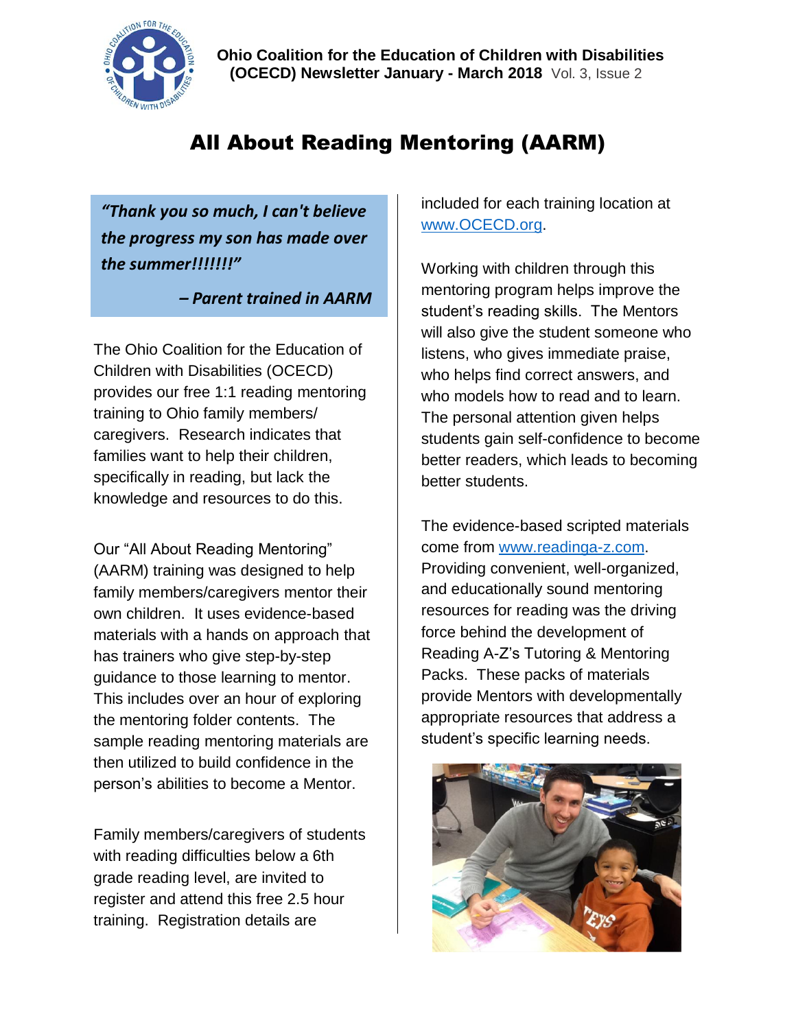**Ohio Coalition for the Education of Children with Disabilities (OCECD) Newsletter January - March 2018** Vol. 3, Issue 2

# All About Reading Mentoring (AARM)

> ***"Thank you so much, I can't believe the progress my son has made over the summer!!!!!!"***
>
> ***– Parent trained in AARM***

The Ohio Coalition for the Education of Children with Disabilities (OCECD) provides our free 1:1 reading mentoring training to Ohio family members/ caregivers. Research indicates that families want to help their children, specifically in reading, but lack the knowledge and resources to do this.

Our "All About Reading Mentoring" (AARM) training was designed to help family members/caregivers mentor their own children. It uses evidence-based materials with a hands on approach that has trainers who give step-by-step guidance to those learning to mentor. This includes over an hour of exploring the mentoring folder contents. The sample reading mentoring materials are then utilized to build confidence in the person's abilities to become a Mentor.

Family members/caregivers of students with reading difficulties below a 6th grade reading level, are invited to register and attend this free 2.5 hour training. Registration details are included for each training location at [www.OCECD.org](www.OCECD.org).

Working with children through this mentoring program helps improve the student's reading skills. The Mentors will also give the student someone who listens, who gives immediate praise, who helps find correct answers, and who models how to read and to learn. The personal attention given helps students gain self-confidence to become better readers, which leads to becoming better students.

The evidence-based scripted materials come from [www.readinga-z.com](www.readinga-z.com). Providing convenient, well-organized, and educationally sound mentoring resources for reading was the driving force behind the development of Reading A-Z's Tutoring & Mentoring Packs. These packs of materials provide Mentors with developmentally appropriate resources that address a student's specific learning needs.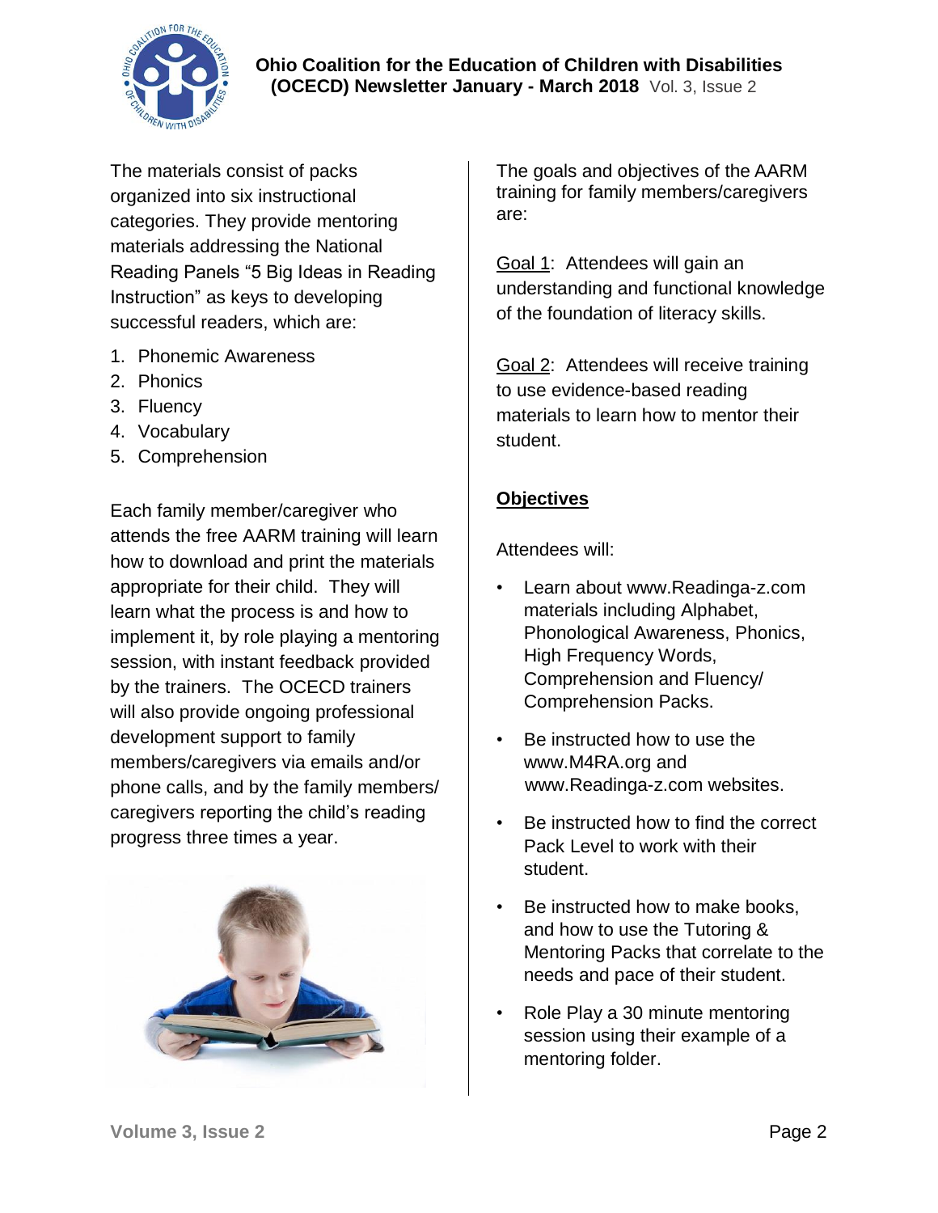The materials consist of packs organized into six instructional categories. They provide mentoring materials addressing the National Reading Panels "5 Big Ideas in Reading Instruction" as keys to developing successful readers, which are:

1. Phonemic Awareness
2. Phonics
3. Fluency
4. Vocabulary
5. Comprehension

Each family member/caregiver who attends the free AARM training will learn how to download and print the materials appropriate for their child. They will learn what the process is and how to implement it, by role playing a mentoring session, with instant feedback provided by the trainers. The OCECD trainers will also provide ongoing professional development support to family members/caregivers via emails and/or phone calls, and by the family members/caregivers reporting the child's reading progress three times a year.

The goals and objectives of the AARM training for family members/caregivers are:

Goal 1: Attendees will gain an understanding and functional knowledge of the foundation of literacy skills.

Goal 2: Attendees will receive training to use evidence-based reading materials to learn how to mentor their student.

**Objectives**

Attendees will:

- Learn about www.Readinga-z.com materials including Alphabet, Phonological Awareness, Phonics, High Frequency Words, Comprehension and Fluency/ Comprehension Packs.
- Be instructed how to use the www.M4RA.org and www.Readinga-z.com websites.
- Be instructed how to find the correct Pack Level to work with their student.
- Be instructed how to make books, and how to use the Tutoring & Mentoring Packs that correlate to the needs and pace of their student.
- Role Play a 30 minute mentoring session using their example of a mentoring folder.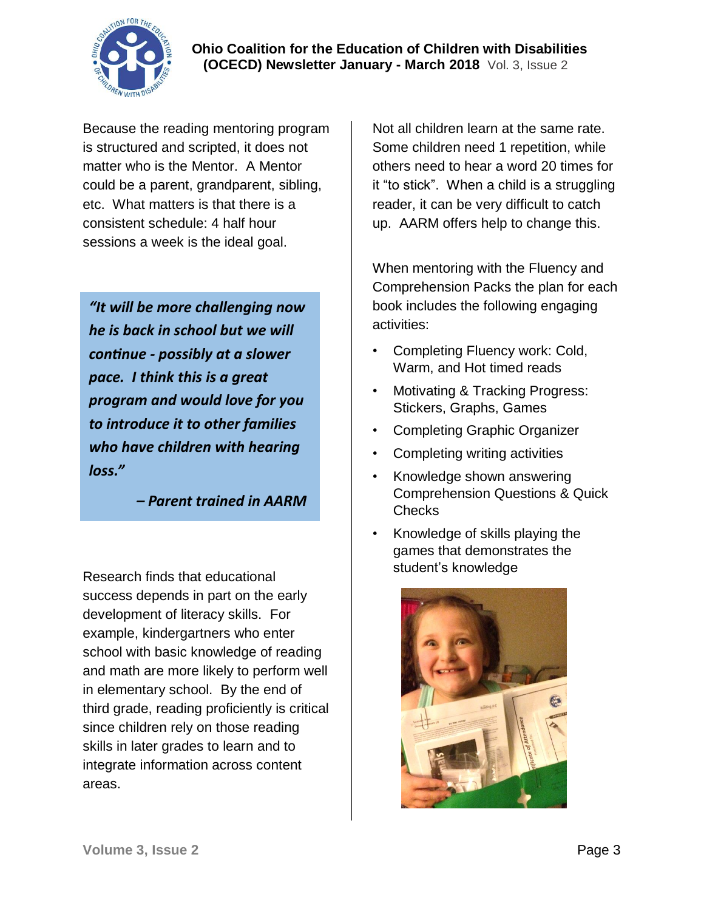Because the reading mentoring program is structured and scripted, it does not matter who is the Mentor. A Mentor could be a parent, grandparent, sibling, etc. What matters is that there is a consistent schedule: 4 half hour sessions a week is the ideal goal.

> ***"It will be more challenging now he is back in school but we will continue - possibly at a slower pace. I think this is a great program and would love for you to introduce it to other families who have children with hearing loss."***
>
> ***– Parent trained in AARM***

Research finds that educational success depends in part on the early development of literacy skills. For example, kindergartners who enter school with basic knowledge of reading and math are more likely to perform well in elementary school. By the end of third grade, reading proficiently is critical since children rely on those reading skills in later grades to learn and to integrate information across content areas.

Not all children learn at the same rate. Some children need 1 repetition, while others need to hear a word 20 times for it "to stick". When a child is a struggling reader, it can be very difficult to catch up. AARM offers help to change this.

When mentoring with the Fluency and Comprehension Packs the plan for each book includes the following engaging activities:

- Completing Fluency work: Cold, Warm, and Hot timed reads
- Motivating & Tracking Progress: Stickers, Graphs, Games
- Completing Graphic Organizer
- Completing writing activities
- Knowledge shown answering Comprehension Questions & Quick Checks
- Knowledge of skills playing the games that demonstrates the student's knowledge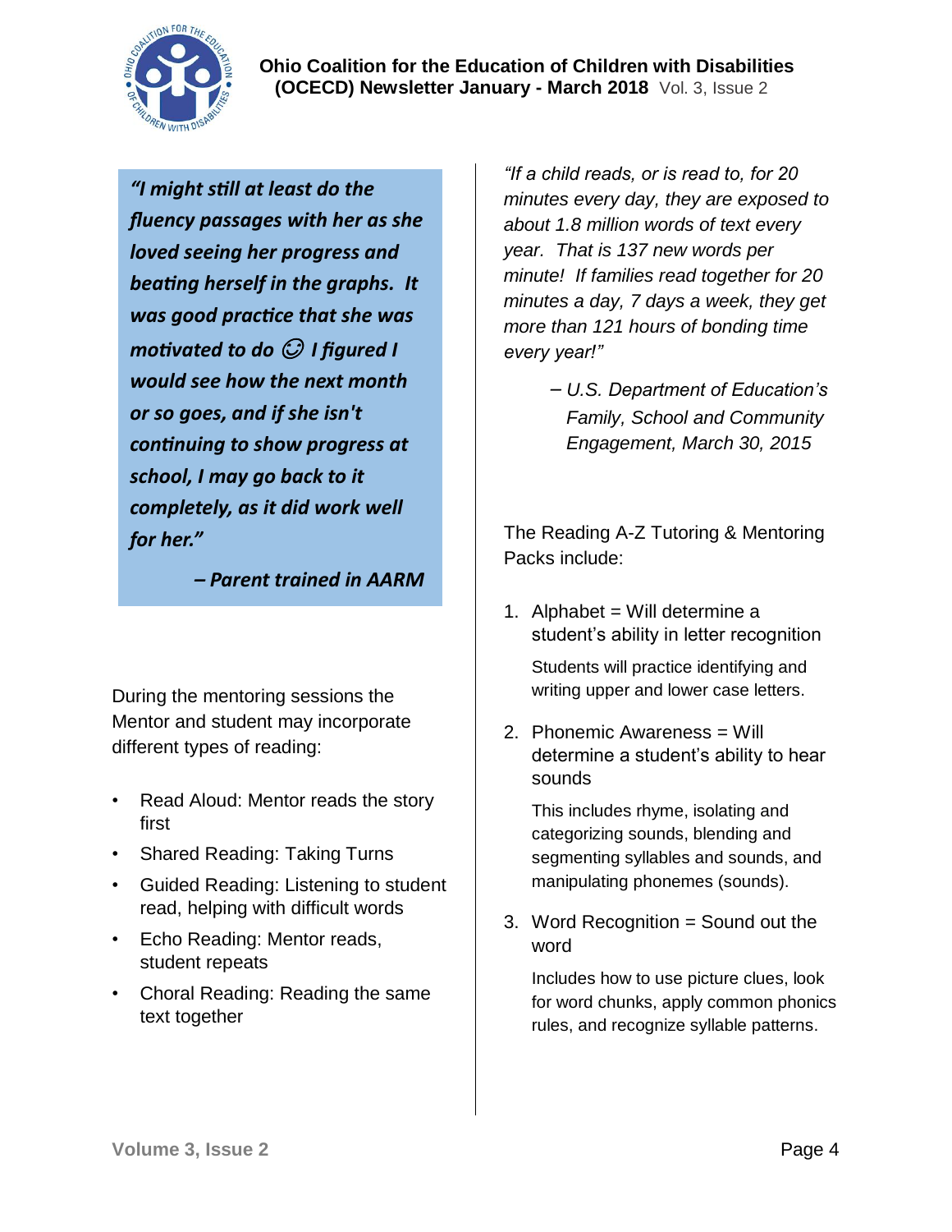***"I might still at least do the fluency passages with her as she loved seeing her progress and beating herself in the graphs. It was good practice that she was motivated to do ☺ I figured I would see how the next month or so goes, and if she isn't continuing to show progress at school, I may go back to it completely, as it did work well for her."***

***– Parent trained in AARM***

During the mentoring sessions the Mentor and student may incorporate different types of reading:

- Read Aloud: Mentor reads the story first
- Shared Reading: Taking Turns
- Guided Reading: Listening to student read, helping with difficult words
- Echo Reading: Mentor reads, student repeats
- Choral Reading: Reading the same text together

*"If a child reads, or is read to, for 20 minutes every day, they are exposed to about 1.8 million words of text every year. That is 137 new words per minute! If families read together for 20 minutes a day, 7 days a week, they get more than 121 hours of bonding time every year!"*

*– U.S. Department of Education's Family, School and Community Engagement, March 30, 2015*

The Reading A-Z Tutoring & Mentoring Packs include:

1. Alphabet = Will determine a student's ability in letter recognition

   Students will practice identifying and writing upper and lower case letters.

2. Phonemic Awareness = Will determine a student's ability to hear sounds

   This includes rhyme, isolating and categorizing sounds, blending and segmenting syllables and sounds, and manipulating phonemes (sounds).

3. Word Recognition = Sound out the word

   Includes how to use picture clues, look for word chunks, apply common phonics rules, and recognize syllable patterns.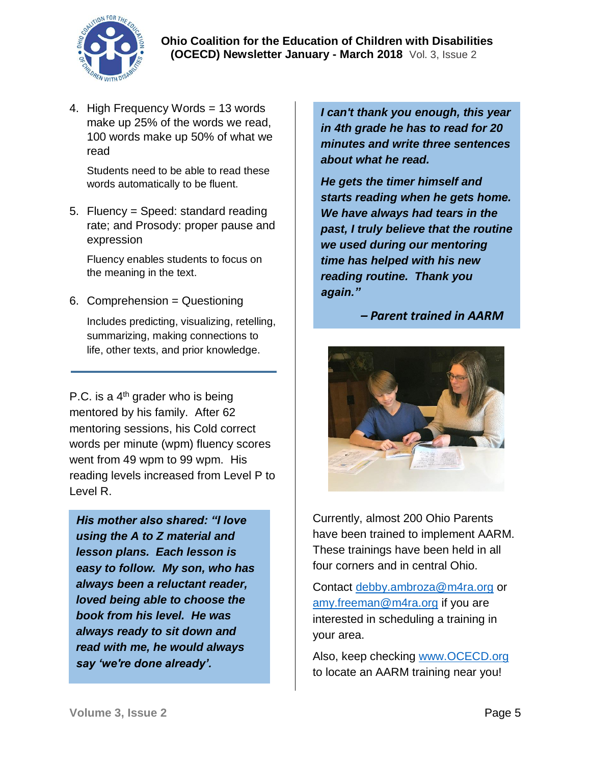4. High Frequency Words = 13 words make up 25% of the words we read, 100 words make up 50% of what we read

   Students need to be able to read these words automatically to be fluent.

5. Fluency = Speed: standard reading rate; and Prosody: proper pause and expression

   Fluency enables students to focus on the meaning in the text.

6. Comprehension = Questioning

   Includes predicting, visualizing, retelling, summarizing, making connections to life, other texts, and prior knowledge.

---

P.C. is a 4th grader who is being mentored by his family. After 62 mentoring sessions, his Cold correct words per minute (wpm) fluency scores went from 49 wpm to 99 wpm. His reading levels increased from Level P to Level R.

***His mother also shared: "I love using the A to Z material and lesson plans. Each lesson is easy to follow. My son, who has always been a reluctant reader, loved being able to choose the book from his level. He was always ready to sit down and read with me, he would always say 'we're done already'.***

***I can't thank you enough, this year in 4th grade he has to read for 20 minutes and write three sentences about what he read.***

***He gets the timer himself and starts reading when he gets home. We have always had tears in the past, I truly believe that the routine we used during our mentoring time has helped with his new reading routine. Thank you again."***

***– Parent trained in AARM***

Currently, almost 200 Ohio Parents have been trained to implement AARM. These trainings have been held in all four corners and in central Ohio.

Contact debby.ambroza@m4ra.org or amy.freeman@m4ra.org if you are interested in scheduling a training in your area.

Also, keep checking www.OCECD.org to locate an AARM training near you!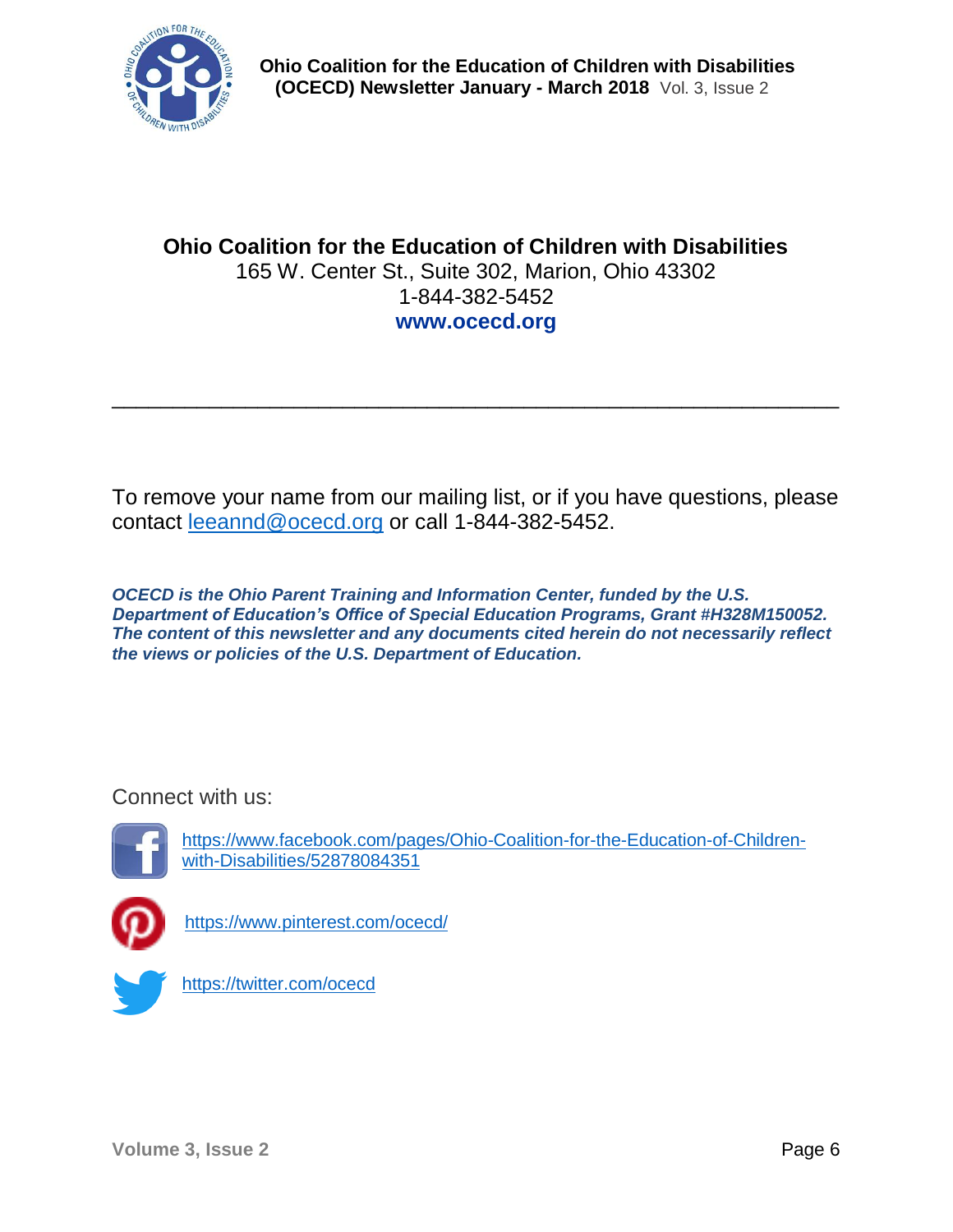**Ohio Coalition for the Education of Children with Disabilities**
165 W. Center St., Suite 302, Marion, Ohio 43302
1-844-382-5452
**www.ocecd.org**

---

To remove your name from our mailing list, or if you have questions, please contact leeannd@ocecd.org or call 1-844-382-5452.

***OCECD is the Ohio Parent Training and Information Center, funded by the U.S. Department of Education's Office of Special Education Programs, Grant #H328M150052. The content of this newsletter and any documents cited herein do not necessarily reflect the views or policies of the U.S. Department of Education.***

Connect with us:

https://www.facebook.com/pages/Ohio-Coalition-for-the-Education-of-Children-with-Disabilities/52878084351

https://www.pinterest.com/ocecd/

https://twitter.com/ocecd